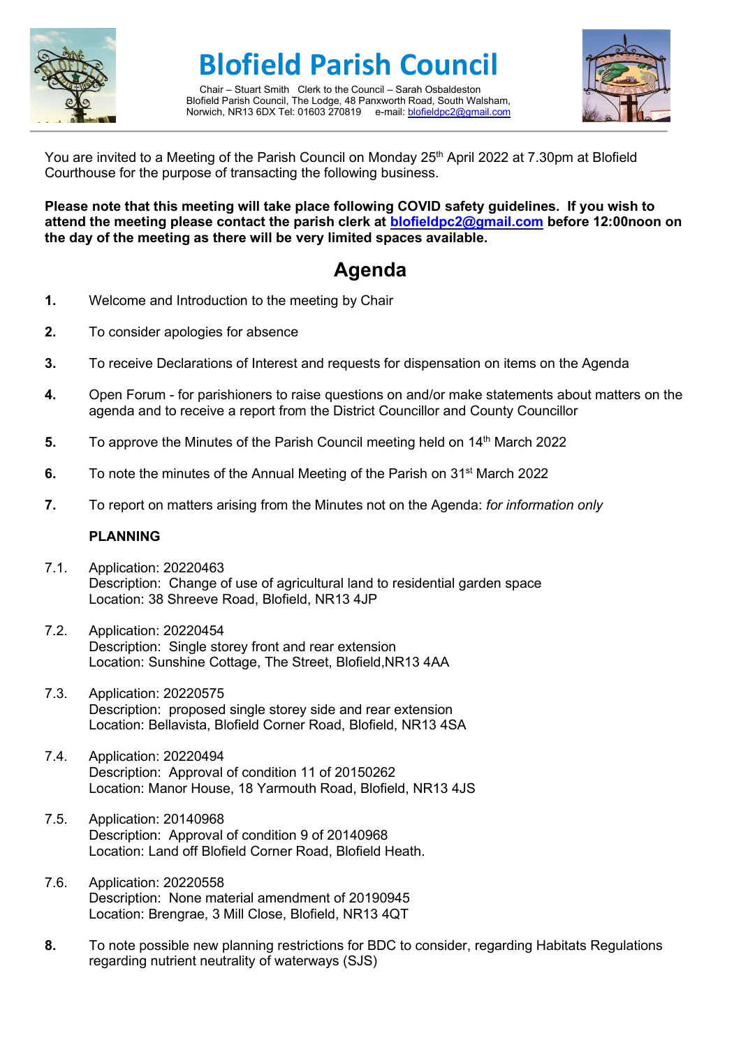# Blofield Parish Council

Chair – Stuart Smith Clerk to the Council – Sarah Osbaldeston
Blofield Parish Council, The Lodge, 48 Panxworth Road, South Walsham,
Norwich, NR13 6DX Tel: 01603 270819 e-mail: blofieldpc2@gmail.com

You are invited to a Meeting of the Parish Council on Monday 25th April 2022 at 7.30pm at Blofield Courthouse for the purpose of transacting the following business.

**Please note that this meeting will take place following COVID safety guidelines. If you wish to attend the meeting please contact the parish clerk at blofieldpc2@gmail.com before 12:00noon on the day of the meeting as there will be very limited spaces available.**

## Agenda

**1.** Welcome and Introduction to the meeting by Chair

**2.** To consider apologies for absence

**3.** To receive Declarations of Interest and requests for dispensation on items on the Agenda

**4.** Open Forum - for parishioners to raise questions on and/or make statements about matters on the agenda and to receive a report from the District Councillor and County Councillor

**5.** To approve the Minutes of the Parish Council meeting held on 14th March 2022

**6.** To note the minutes of the Annual Meeting of the Parish on 31st March 2022

**7.** To report on matters arising from the Minutes not on the Agenda: *for information only*

**PLANNING**

7.1. Application: 20220463
Description: Change of use of agricultural land to residential garden space
Location: 38 Shreeve Road, Blofield, NR13 4JP

7.2. Application: 20220454
Description: Single storey front and rear extension
Location: Sunshine Cottage, The Street, Blofield,NR13 4AA

7.3. Application: 20220575
Description: proposed single storey side and rear extension
Location: Bellavista, Blofield Corner Road, Blofield, NR13 4SA

7.4. Application: 20220494
Description: Approval of condition 11 of 20150262
Location: Manor House, 18 Yarmouth Road, Blofield, NR13 4JS

7.5. Application: 20140968
Description: Approval of condition 9 of 20140968
Location: Land off Blofield Corner Road, Blofield Heath.

7.6. Application: 20220558
Description: None material amendment of 20190945
Location: Brengrae, 3 Mill Close, Blofield, NR13 4QT

**8.** To note possible new planning restrictions for BDC to consider, regarding Habitats Regulations regarding nutrient neutrality of waterways (SJS)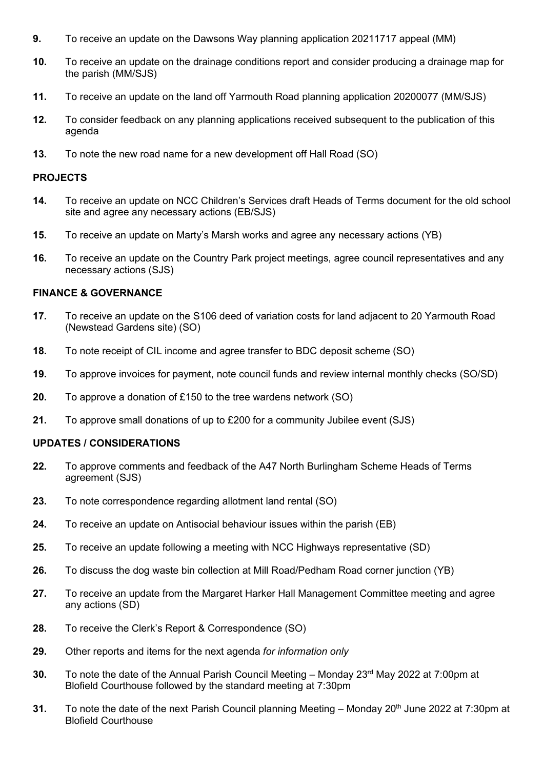**9.** To receive an update on the Dawsons Way planning application 20211717 appeal (MM)

**10.** To receive an update on the drainage conditions report and consider producing a drainage map for the parish (MM/SJS)

**11.** To receive an update on the land off Yarmouth Road planning application 20200077 (MM/SJS)

**12.** To consider feedback on any planning applications received subsequent to the publication of this agenda

**13.** To note the new road name for a new development off Hall Road (SO)

**PROJECTS**

**14.** To receive an update on NCC Children's Services draft Heads of Terms document for the old school site and agree any necessary actions (EB/SJS)

**15.** To receive an update on Marty's Marsh works and agree any necessary actions (YB)

**16.** To receive an update on the Country Park project meetings, agree council representatives and any necessary actions (SJS)

**FINANCE & GOVERNANCE**

**17.** To receive an update on the S106 deed of variation costs for land adjacent to 20 Yarmouth Road (Newstead Gardens site) (SO)

**18.** To note receipt of CIL income and agree transfer to BDC deposit scheme (SO)

**19.** To approve invoices for payment, note council funds and review internal monthly checks (SO/SD)

**20.** To approve a donation of £150 to the tree wardens network (SO)

**21.** To approve small donations of up to £200 for a community Jubilee event (SJS)

**UPDATES / CONSIDERATIONS**

**22.** To approve comments and feedback of the A47 North Burlingham Scheme Heads of Terms agreement (SJS)

**23.** To note correspondence regarding allotment land rental (SO)

**24.** To receive an update on Antisocial behaviour issues within the parish (EB)

**25.** To receive an update following a meeting with NCC Highways representative (SD)

**26.** To discuss the dog waste bin collection at Mill Road/Pedham Road corner junction (YB)

**27.** To receive an update from the Margaret Harker Hall Management Committee meeting and agree any actions (SD)

**28.** To receive the Clerk's Report & Correspondence (SO)

**29.** Other reports and items for the next agenda *for information only*

**30.** To note the date of the Annual Parish Council Meeting – Monday 23rd May 2022 at 7:00pm at Blofield Courthouse followed by the standard meeting at 7:30pm

**31.** To note the date of the next Parish Council planning Meeting – Monday 20th June 2022 at 7:30pm at Blofield Courthouse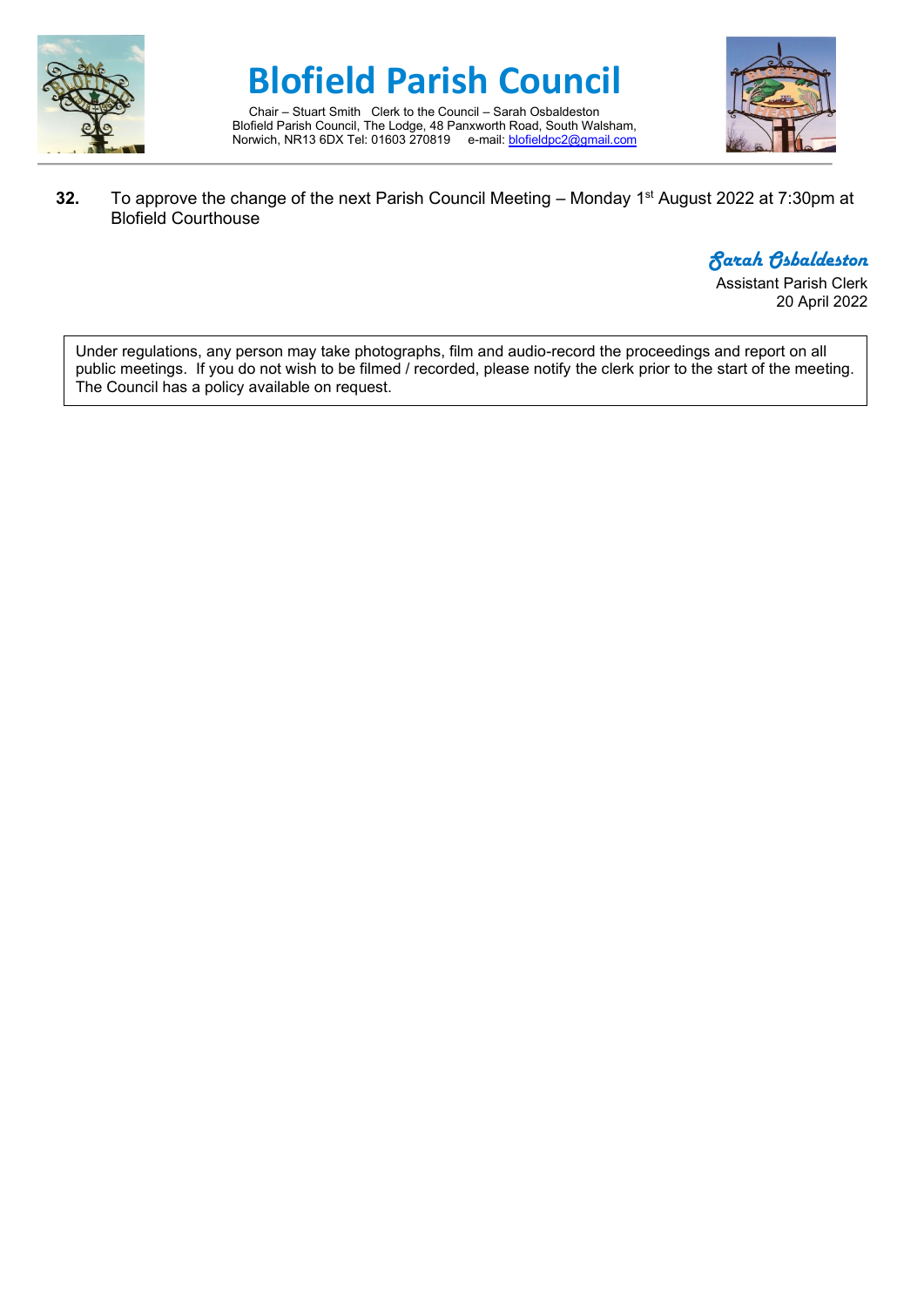# Blofield Parish Council

Chair – Stuart Smith Clerk to the Council – Sarah Osbaldeston
Blofield Parish Council, The Lodge, 48 Panxworth Road, South Walsham,
Norwich, NR13 6DX Tel: 01603 270819 e-mail: blofieldpc2@gmail.com

**32.** To approve the change of the next Parish Council Meeting – Monday 1st August 2022 at 7:30pm at Blofield Courthouse

*Sarah Osbaldeston*
Assistant Parish Clerk
20 April 2022

Under regulations, any person may take photographs, film and audio-record the proceedings and report on all public meetings. If you do not wish to be filmed / recorded, please notify the clerk prior to the start of the meeting. The Council has a policy available on request.